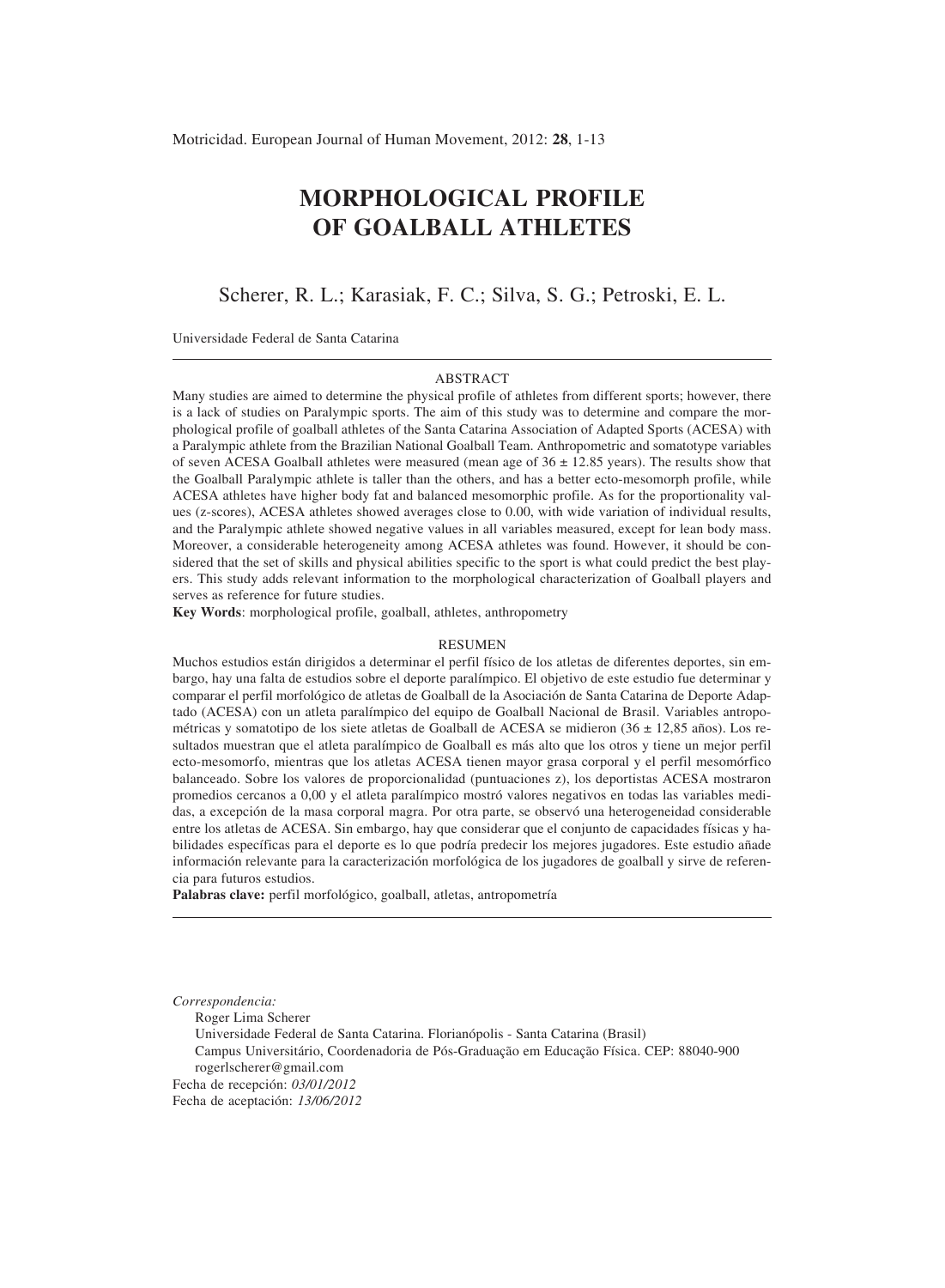# MORPHOLOGICAL PROFILE OF GOALBALL ATHLETES

Scherer, R. L.; Karasiak, F. C.; Silva, S. G.; Petroski, E. L.

Universidade Federal de Santa Catarina

---

## ABSTRACT

Many studies are aimed to determine the physical profile of athletes from different sports; however, there is a lack of studies on Paralympic sports. The aim of this study was to determine and compare the morphological profile of goalball athletes of the Santa Catarina Association of Adapted Sports (ACESA) with a Paralympic athlete from the Brazilian National Goalball Team. Anthropometric and somatotype variables of seven ACESA Goalball athletes were measured (mean age of 36 ± 12.85 years). The results show that the Goalball Paralympic athlete is taller than the others, and has a better ecto-mesomorph profile, while ACESA athletes have higher body fat and balanced mesomorphic profile. As for the proportionality values (z-scores), ACESA athletes showed averages close to 0.00, with wide variation of individual results, and the Paralympic athlete showed negative values in all variables measured, except for lean body mass. Moreover, a considerable heterogeneity among ACESA athletes was found. However, it should be considered that the set of skills and physical abilities specific to the sport is what could predict the best players. This study adds relevant information to the morphological characterization of Goalball players and serves as reference for future studies.

**Key Words**: morphological profile, goalball, athletes, anthropometry

## RESUMEN

Muchos estudios están dirigidos a determinar el perfil físico de los atletas de diferentes deportes, sin embargo, hay una falta de estudios sobre el deporte paralímpico. El objetivo de este estudio fue determinar y comparar el perfil morfológico de atletas de Goalball de la Asociación de Santa Catarina de Deporte Adaptado (ACESA) con un atleta paralímpico del equipo de Goalball Nacional de Brasil. Variables antropométricas y somatotipo de los siete atletas de Goalball de ACESA se midieron (36 ± 12,85 años). Los resultados muestran que el atleta paralímpico de Goalball es más alto que los otros y tiene un mejor perfil ecto-mesomorfo, mientras que los atletas ACESA tienen mayor grasa corporal y el perfil mesomórfico balanceado. Sobre los valores de proporcionalidad (puntuaciones z), los deportistas ACESA mostraron promedios cercanos a 0,00 y el atleta paralímpico mostró valores negativos en todas las variables medidas, a excepción de la masa corporal magra. Por otra parte, se observó una heterogeneidad considerable entre los atletas de ACESA. Sin embargo, hay que considerar que el conjunto de capacidades físicas y habilidades específicas para el deporte es lo que podría predecir los mejores jugadores. Este estudio añade información relevante para la caracterización morfológica de los jugadores de goalball y sirve de referencia para futuros estudios.

**Palabras clave:** perfil morfológico, goalball, atletas, antropometría

---

*Correspondencia:*
Roger Lima Scherer
Universidade Federal de Santa Catarina. Florianópolis - Santa Catarina (Brasil)
Campus Universitário, Coordenadoria de Pós-Graduação em Educação Física. CEP: 88040-900
rogerlscherer@gmail.com
Fecha de recepción: *03/01/2012*
Fecha de aceptación: *13/06/2012*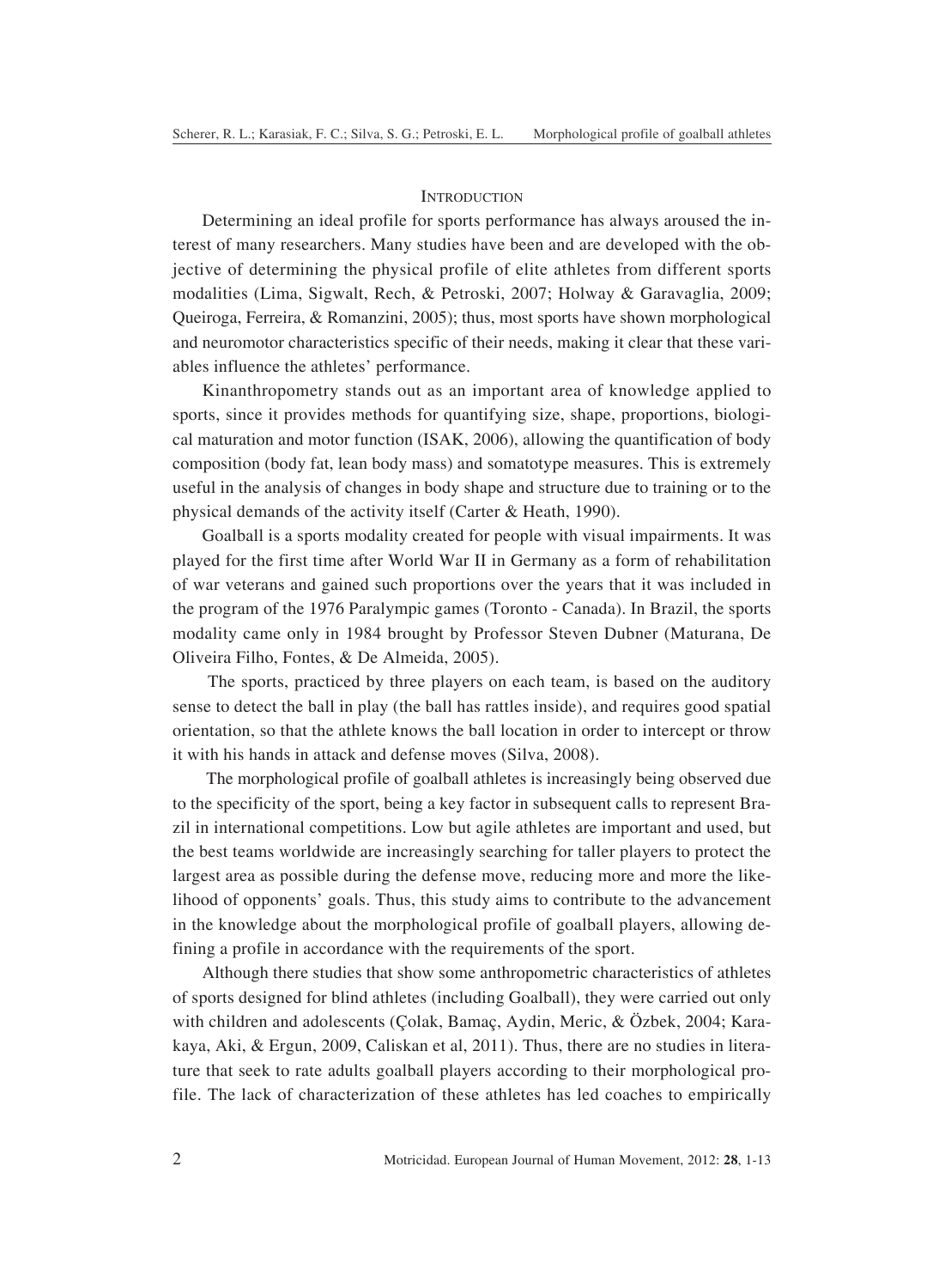## Introduction

Determining an ideal profile for sports performance has always aroused the interest of many researchers. Many studies have been and are developed with the objective of determining the physical profile of elite athletes from different sports modalities (Lima, Sigwalt, Rech, & Petroski, 2007; Holway & Garavaglia, 2009; Queiroga, Ferreira, & Romanzini, 2005); thus, most sports have shown morphological and neuromotor characteristics specific of their needs, making it clear that these variables influence the athletes' performance.

Kinanthropometry stands out as an important area of knowledge applied to sports, since it provides methods for quantifying size, shape, proportions, biological maturation and motor function (ISAK, 2006), allowing the quantification of body composition (body fat, lean body mass) and somatotype measures. This is extremely useful in the analysis of changes in body shape and structure due to training or to the physical demands of the activity itself (Carter & Heath, 1990).

Goalball is a sports modality created for people with visual impairments. It was played for the first time after World War II in Germany as a form of rehabilitation of war veterans and gained such proportions over the years that it was included in the program of the 1976 Paralympic games (Toronto - Canada). In Brazil, the sports modality came only in 1984 brought by Professor Steven Dubner (Maturana, De Oliveira Filho, Fontes, & De Almeida, 2005).

The sports, practiced by three players on each team, is based on the auditory sense to detect the ball in play (the ball has rattles inside), and requires good spatial orientation, so that the athlete knows the ball location in order to intercept or throw it with his hands in attack and defense moves (Silva, 2008).

The morphological profile of goalball athletes is increasingly being observed due to the specificity of the sport, being a key factor in subsequent calls to represent Brazil in international competitions. Low but agile athletes are important and used, but the best teams worldwide are increasingly searching for taller players to protect the largest area as possible during the defense move, reducing more and more the likelihood of opponents' goals. Thus, this study aims to contribute to the advancement in the knowledge about the morphological profile of goalball players, allowing defining a profile in accordance with the requirements of the sport.

Although there studies that show some anthropometric characteristics of athletes of sports designed for blind athletes (including Goalball), they were carried out only with children and adolescents (Çolak, Bamaç, Aydin, Meric, & Özbek, 2004; Karakaya, Aki, & Ergun, 2009, Caliskan et al, 2011). Thus, there are no studies in literature that seek to rate adults goalball players according to their morphological profile. The lack of characterization of these athletes has led coaches to empirically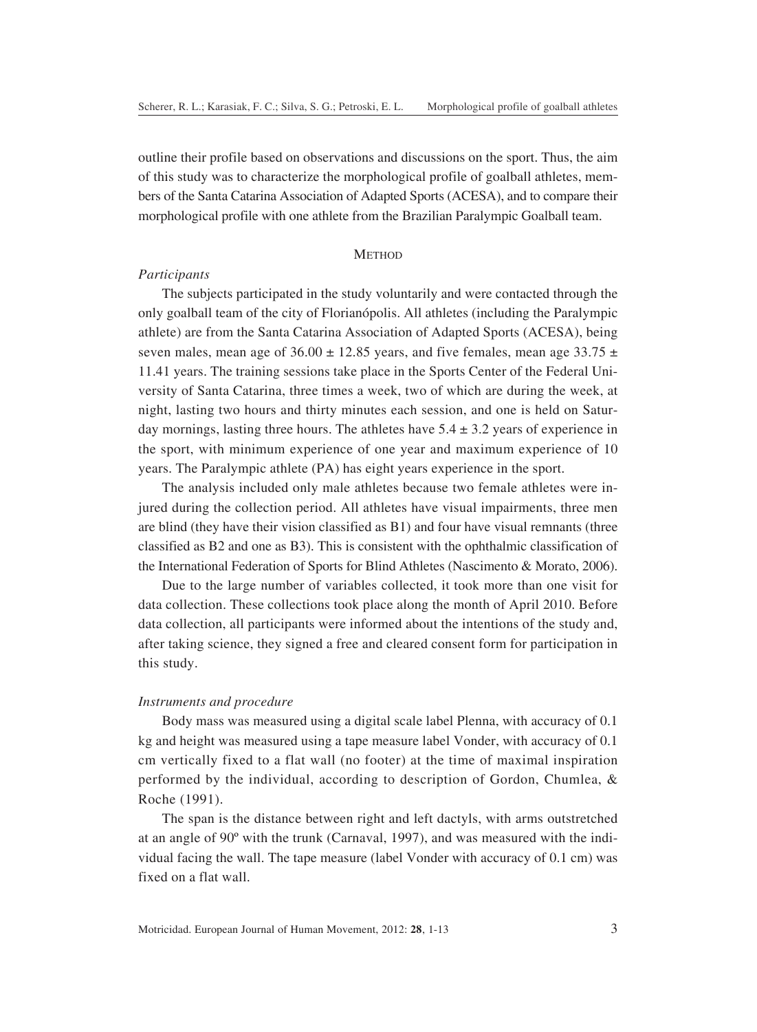outline their profile based on observations and discussions on the sport. Thus, the aim of this study was to characterize the morphological profile of goalball athletes, members of the Santa Catarina Association of Adapted Sports (ACESA), and to compare their morphological profile with one athlete from the Brazilian Paralympic Goalball team.

## Method

### *Participants*

The subjects participated in the study voluntarily and were contacted through the only goalball team of the city of Florianópolis. All athletes (including the Paralympic athlete) are from the Santa Catarina Association of Adapted Sports (ACESA), being seven males, mean age of $36.00 \pm 12.85$ years, and five females, mean age $33.75 \pm 11.41$ years. The training sessions take place in the Sports Center of the Federal University of Santa Catarina, three times a week, two of which are during the week, at night, lasting two hours and thirty minutes each session, and one is held on Saturday mornings, lasting three hours. The athletes have $5.4 \pm 3.2$ years of experience in the sport, with minimum experience of one year and maximum experience of 10 years. The Paralympic athlete (PA) has eight years experience in the sport.

The analysis included only male athletes because two female athletes were injured during the collection period. All athletes have visual impairments, three men are blind (they have their vision classified as B1) and four have visual remnants (three classified as B2 and one as B3). This is consistent with the ophthalmic classification of the International Federation of Sports for Blind Athletes (Nascimento & Morato, 2006).

Due to the large number of variables collected, it took more than one visit for data collection. These collections took place along the month of April 2010. Before data collection, all participants were informed about the intentions of the study and, after taking science, they signed a free and cleared consent form for participation in this study.

### *Instruments and procedure*

Body mass was measured using a digital scale label Plenna, with accuracy of 0.1 kg and height was measured using a tape measure label Vonder, with accuracy of 0.1 cm vertically fixed to a flat wall (no footer) at the time of maximal inspiration performed by the individual, according to description of Gordon, Chumlea, & Roche (1991).

The span is the distance between right and left dactyls, with arms outstretched at an angle of 90º with the trunk (Carnaval, 1997), and was measured with the individual facing the wall. The tape measure (label Vonder with accuracy of 0.1 cm) was fixed on a flat wall.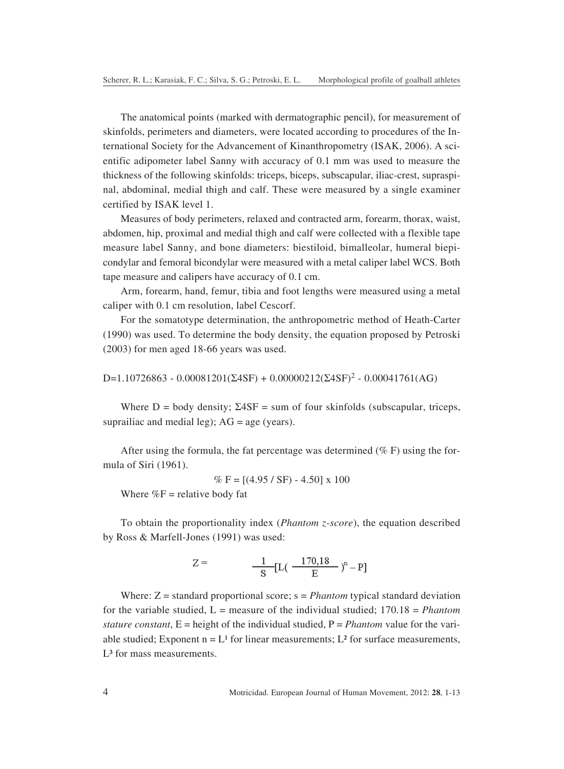The anatomical points (marked with dermatographic pencil), for measurement of skinfolds, perimeters and diameters, were located according to procedures of the International Society for the Advancement of Kinanthropometry (ISAK, 2006). A scientific adipometer label Sanny with accuracy of 0.1 mm was used to measure the thickness of the following skinfolds: triceps, biceps, subscapular, iliac-crest, supraspinal, abdominal, medial thigh and calf. These were measured by a single examiner certified by ISAK level 1.

Measures of body perimeters, relaxed and contracted arm, forearm, thorax, waist, abdomen, hip, proximal and medial thigh and calf were collected with a flexible tape measure label Sanny, and bone diameters: biestiloid, bimalleolar, humeral biepicondylar and femoral bicondylar were measured with a metal caliper label WCS. Both tape measure and calipers have accuracy of 0.1 cm.

Arm, forearm, hand, femur, tibia and foot lengths were measured using a metal caliper with 0.1 cm resolution, label Cescorf.

For the somatotype determination, the anthropometric method of Heath-Carter (1990) was used. To determine the body density, the equation proposed by Petroski (2003) for men aged 18-66 years was used.

$$D=1.10726863 - 0.00081201(\Sigma 4SF) + 0.00000212(\Sigma 4SF)^2 - 0.00041761(AG)$$

Where D = body density; $\Sigma 4SF$ = sum of four skinfolds (subscapular, triceps, suprailiac and medial leg); AG = age (years).

After using the formula, the fat percentage was determined (% F) using the formula of Siri (1961).

$$\% F = [(4.95 / SF) - 4.50] \times 100$$

Where %F = relative body fat

To obtain the proportionality index (*Phantom z-score*), the equation described by Ross & Marfell-Jones (1991) was used:

$$Z = \frac{1}{S}[L(\frac{170,18}{E})^n - P]$$

Where: Z = standard proportional score; s = *Phantom* typical standard deviation for the variable studied, L = measure of the individual studied; 170.18 = *Phantom stature constant*, E = height of the individual studied, P = *Phantom* value for the variable studied; Exponent n = $L^1$ for linear measurements; $L^2$ for surface measurements, $L^3$ for mass measurements.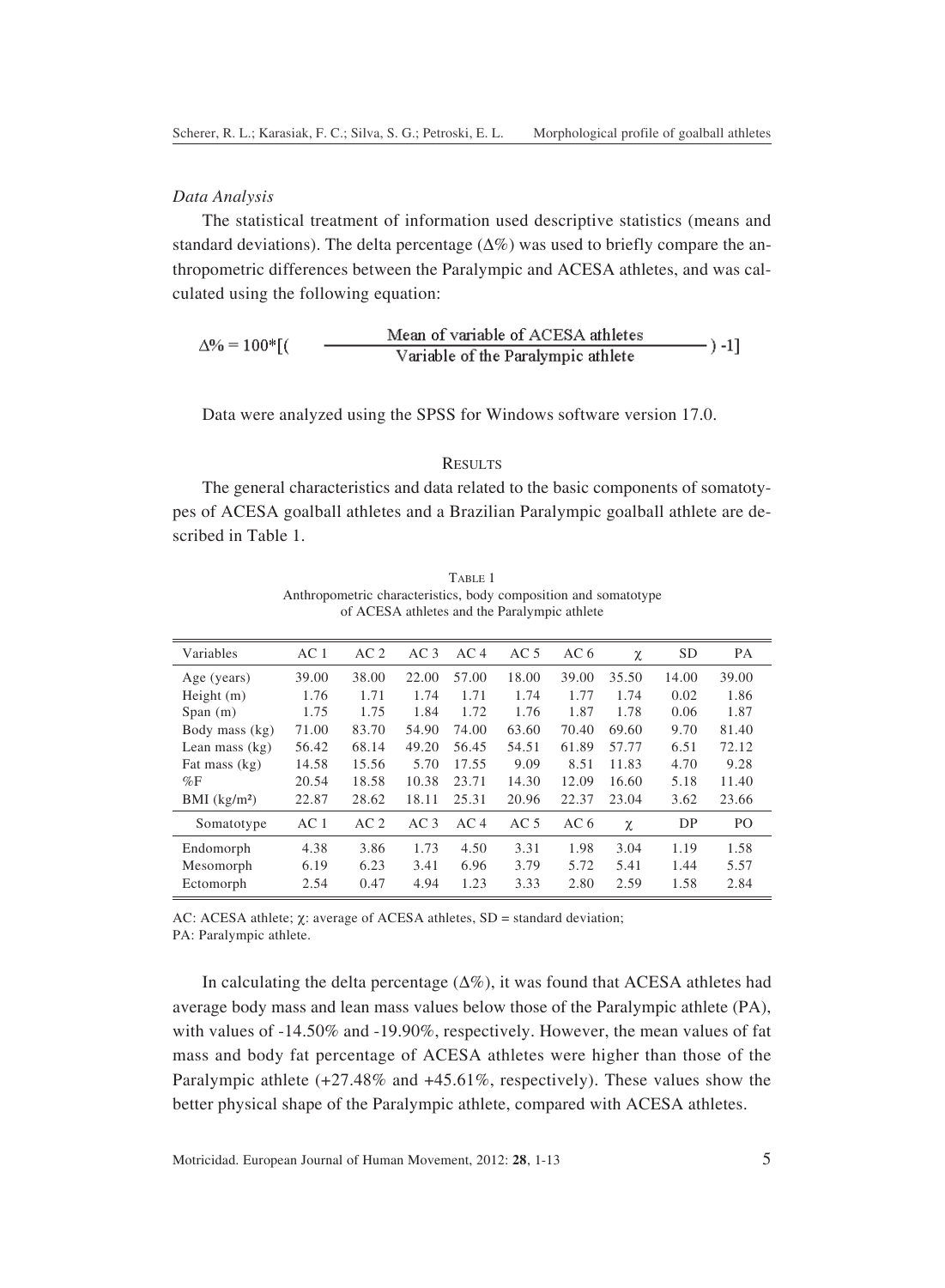*Data Analysis*

The statistical treatment of information used descriptive statistics (means and standard deviations). The delta percentage (Δ%) was used to briefly compare the anthropometric differences between the Paralympic and ACESA athletes, and was calculated using the following equation:

$$\Delta\% = 100*[(\frac{\text{Mean of variable of ACESA athletes}}{\text{Variable of the Paralympic athlete}}) -1]$$

Data were analyzed using the SPSS for Windows software version 17.0.

## Results

The general characteristics and data related to the basic components of somatotypes of ACESA goalball athletes and a Brazilian Paralympic goalball athlete are described in Table 1.

TABLE 1
Anthropometric characteristics, body composition and somatotype of ACESA athletes and the Paralympic athlete

| Variables | AC 1 | AC 2 | AC 3 | AC 4 | AC 5 | AC 6 | χ | SD | PA |
|---|---|---|---|---|---|---|---|---|---|
| Age (years) | 39.00 | 38.00 | 22.00 | 57.00 | 18.00 | 39.00 | 35.50 | 14.00 | 39.00 |
| Height (m) | 1.76 | 1.71 | 1.74 | 1.71 | 1.74 | 1.77 | 1.74 | 0.02 | 1.86 |
| Span (m) | 1.75 | 1.75 | 1.84 | 1.72 | 1.76 | 1.87 | 1.78 | 0.06 | 1.87 |
| Body mass (kg) | 71.00 | 83.70 | 54.90 | 74.00 | 63.60 | 70.40 | 69.60 | 9.70 | 81.40 |
| Lean mass (kg) | 56.42 | 68.14 | 49.20 | 56.45 | 54.51 | 61.89 | 57.77 | 6.51 | 72.12 |
| Fat mass (kg) | 14.58 | 15.56 | 5.70 | 17.55 | 9.09 | 8.51 | 11.83 | 4.70 | 9.28 |
| %F | 20.54 | 18.58 | 10.38 | 23.71 | 14.30 | 12.09 | 16.60 | 5.18 | 11.40 |
| BMI (kg/m²) | 22.87 | 28.62 | 18.11 | 25.31 | 20.96 | 22.37 | 23.04 | 3.62 | 23.66 |
| Somatotype | AC 1 | AC 2 | AC 3 | AC 4 | AC 5 | AC 6 | χ | DP | PO |
| Endomorph | 4.38 | 3.86 | 1.73 | 4.50 | 3.31 | 1.98 | 3.04 | 1.19 | 1.58 |
| Mesomorph | 6.19 | 6.23 | 3.41 | 6.96 | 3.79 | 5.72 | 5.41 | 1.44 | 5.57 |
| Ectomorph | 2.54 | 0.47 | 4.94 | 1.23 | 3.33 | 2.80 | 2.59 | 1.58 | 2.84 |

AC: ACESA athlete; χ: average of ACESA athletes, SD = standard deviation;
PA: Paralympic athlete.

In calculating the delta percentage (Δ%), it was found that ACESA athletes had average body mass and lean mass values below those of the Paralympic athlete (PA), with values of -14.50% and -19.90%, respectively. However, the mean values of fat mass and body fat percentage of ACESA athletes were higher than those of the Paralympic athlete (+27.48% and +45.61%, respectively). These values show the better physical shape of the Paralympic athlete, compared with ACESA athletes.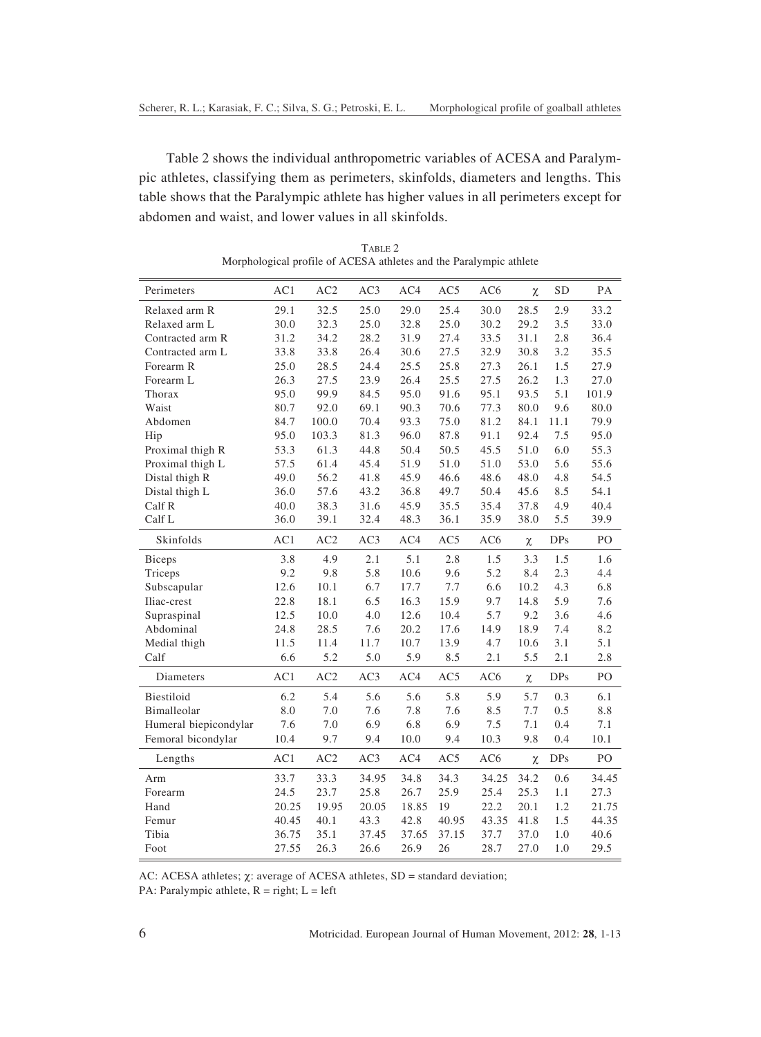Table 2 shows the individual anthropometric variables of ACESA and Paralympic athletes, classifying them as perimeters, skinfolds, diameters and lengths. This table shows that the Paralympic athlete has higher values in all perimeters except for abdomen and waist, and lower values in all skinfolds.

TABLE 2
Morphological profile of ACESA athletes and the Paralympic athlete

| Perimeters | AC1 | AC2 | AC3 | AC4 | AC5 | AC6 | χ | SD | PA |
|---|---|---|---|---|---|---|---|---|---|
| Relaxed arm R | 29.1 | 32.5 | 25.0 | 29.0 | 25.4 | 30.0 | 28.5 | 2.9 | 33.2 |
| Relaxed arm L | 30.0 | 32.3 | 25.0 | 32.8 | 25.0 | 30.2 | 29.2 | 3.5 | 33.0 |
| Contracted arm R | 31.2 | 34.2 | 28.2 | 31.9 | 27.4 | 33.5 | 31.1 | 2.8 | 36.4 |
| Contracted arm L | 33.8 | 33.8 | 26.4 | 30.6 | 27.5 | 32.9 | 30.8 | 3.2 | 35.5 |
| Forearm R | 25.0 | 28.5 | 24.4 | 25.5 | 25.8 | 27.3 | 26.1 | 1.5 | 27.9 |
| Forearm L | 26.3 | 27.5 | 23.9 | 26.4 | 25.5 | 27.5 | 26.2 | 1.3 | 27.0 |
| Thorax | 95.0 | 99.9 | 84.5 | 95.0 | 91.6 | 95.1 | 93.5 | 5.1 | 101.9 |
| Waist | 80.7 | 92.0 | 69.1 | 90.3 | 70.6 | 77.3 | 80.0 | 9.6 | 80.0 |
| Abdomen | 84.7 | 100.0 | 70.4 | 93.3 | 75.0 | 81.2 | 84.1 | 11.1 | 79.9 |
| Hip | 95.0 | 103.3 | 81.3 | 96.0 | 87.8 | 91.1 | 92.4 | 7.5 | 95.0 |
| Proximal thigh R | 53.3 | 61.3 | 44.8 | 50.4 | 50.5 | 45.5 | 51.0 | 6.0 | 55.3 |
| Proximal thigh L | 57.5 | 61.4 | 45.4 | 51.9 | 51.0 | 51.0 | 53.0 | 5.6 | 55.6 |
| Distal thigh R | 49.0 | 56.2 | 41.8 | 45.9 | 46.6 | 48.6 | 48.0 | 4.8 | 54.5 |
| Distal thigh L | 36.0 | 57.6 | 43.2 | 36.8 | 49.7 | 50.4 | 45.6 | 8.5 | 54.1 |
| Calf R | 40.0 | 38.3 | 31.6 | 45.9 | 35.5 | 35.4 | 37.8 | 4.9 | 40.4 |
| Calf L | 36.0 | 39.1 | 32.4 | 48.3 | 36.1 | 35.9 | 38.0 | 5.5 | 39.9 |
| **Skinfolds** | **AC1** | **AC2** | **AC3** | **AC4** | **AC5** | **AC6** | **χ** | **DPs** | **PO** |
| Biceps | 3.8 | 4.9 | 2.1 | 5.1 | 2.8 | 1.5 | 3.3 | 1.5 | 1.6 |
| Triceps | 9.2 | 9.8 | 5.8 | 10.6 | 9.6 | 5.2 | 8.4 | 2.3 | 4.4 |
| Subscapular | 12.6 | 10.1 | 6.7 | 17.7 | 7.7 | 6.6 | 10.2 | 4.3 | 6.8 |
| Iliac-crest | 22.8 | 18.1 | 6.5 | 16.3 | 15.9 | 9.7 | 14.8 | 5.9 | 7.6 |
| Supraspinal | 12.5 | 10.0 | 4.0 | 12.6 | 10.4 | 5.7 | 9.2 | 3.6 | 4.6 |
| Abdominal | 24.8 | 28.5 | 7.6 | 20.2 | 17.6 | 14.9 | 18.9 | 7.4 | 8.2 |
| Medial thigh | 11.5 | 11.4 | 11.7 | 10.7 | 13.9 | 4.7 | 10.6 | 3.1 | 5.1 |
| Calf | 6.6 | 5.2 | 5.0 | 5.9 | 8.5 | 2.1 | 5.5 | 2.1 | 2.8 |
| **Diameters** | **AC1** | **AC2** | **AC3** | **AC4** | **AC5** | **AC6** | **χ** | **DPs** | **PO** |
| Biestiloid | 6.2 | 5.4 | 5.6 | 5.6 | 5.8 | 5.9 | 5.7 | 0.3 | 6.1 |
| Bimalleolar | 8.0 | 7.0 | 7.6 | 7.8 | 7.6 | 8.5 | 7.7 | 0.5 | 8.8 |
| Humeral biepicondylar | 7.6 | 7.0 | 6.9 | 6.8 | 6.9 | 7.5 | 7.1 | 0.4 | 7.1 |
| Femoral bicondylar | 10.4 | 9.7 | 9.4 | 10.0 | 9.4 | 10.3 | 9.8 | 0.4 | 10.1 |
| **Lengths** | **AC1** | **AC2** | **AC3** | **AC4** | **AC5** | **AC6** | **χ** | **DPs** | **PO** |
| Arm | 33.7 | 33.3 | 34.95 | 34.8 | 34.3 | 34.25 | 34.2 | 0.6 | 34.45 |
| Forearm | 24.5 | 23.7 | 25.8 | 26.7 | 25.9 | 25.4 | 25.3 | 1.1 | 27.3 |
| Hand | 20.25 | 19.95 | 20.05 | 18.85 | 19 | 22.2 | 20.1 | 1.2 | 21.75 |
| Femur | 40.45 | 40.1 | 43.3 | 42.8 | 40.95 | 43.35 | 41.8 | 1.5 | 44.35 |
| Tibia | 36.75 | 35.1 | 37.45 | 37.65 | 37.15 | 37.7 | 37.0 | 1.0 | 40.6 |
| Foot | 27.55 | 26.3 | 26.6 | 26.9 | 26 | 28.7 | 27.0 | 1.0 | 29.5 |

AC: ACESA athletes; χ: average of ACESA athletes, SD = standard deviation;
PA: Paralympic athlete, R = right; L = left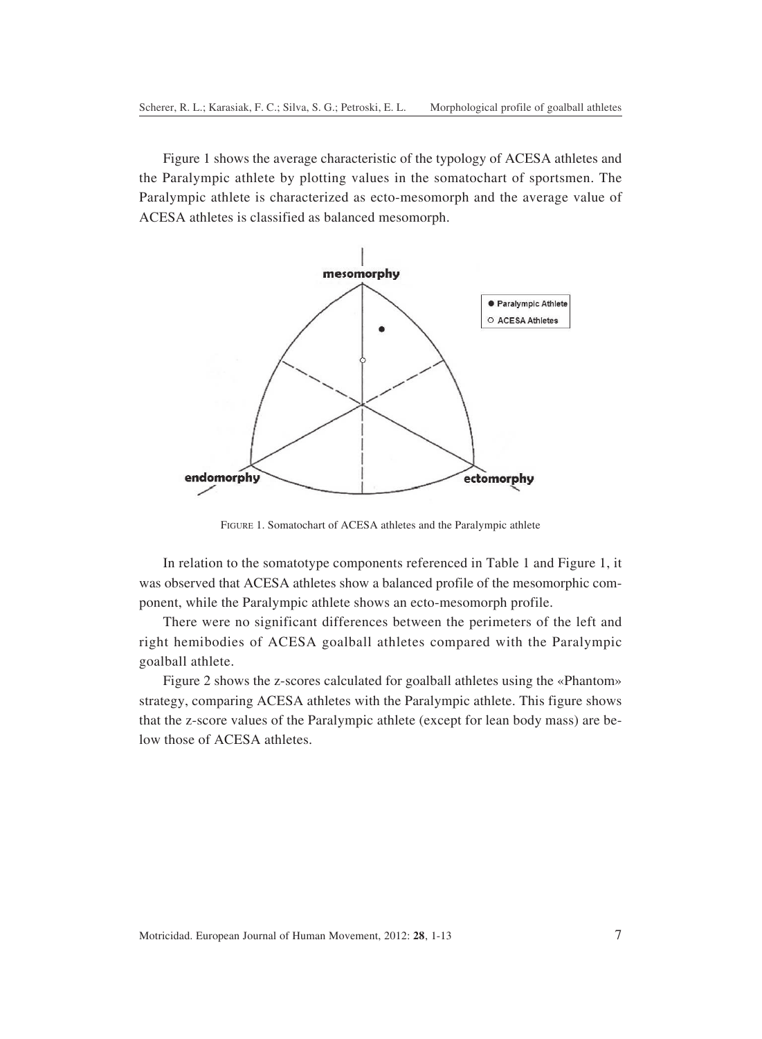Figure 1 shows the average characteristic of the typology of ACESA athletes and the Paralympic athlete by plotting values in the somatochart of sportsmen. The Paralympic athlete is characterized as ecto-mesomorph and the average value of ACESA athletes is classified as balanced mesomorph.

FIGURE 1. Somatochart of ACESA athletes and the Paralympic athlete

In relation to the somatotype components referenced in Table 1 and Figure 1, it was observed that ACESA athletes show a balanced profile of the mesomorphic component, while the Paralympic athlete shows an ecto-mesomorph profile.

There were no significant differences between the perimeters of the left and right hemibodies of ACESA goalball athletes compared with the Paralympic goalball athlete.

Figure 2 shows the z-scores calculated for goalball athletes using the «Phantom» strategy, comparing ACESA athletes with the Paralympic athlete. This figure shows that the z-score values of the Paralympic athlete (except for lean body mass) are below those of ACESA athletes.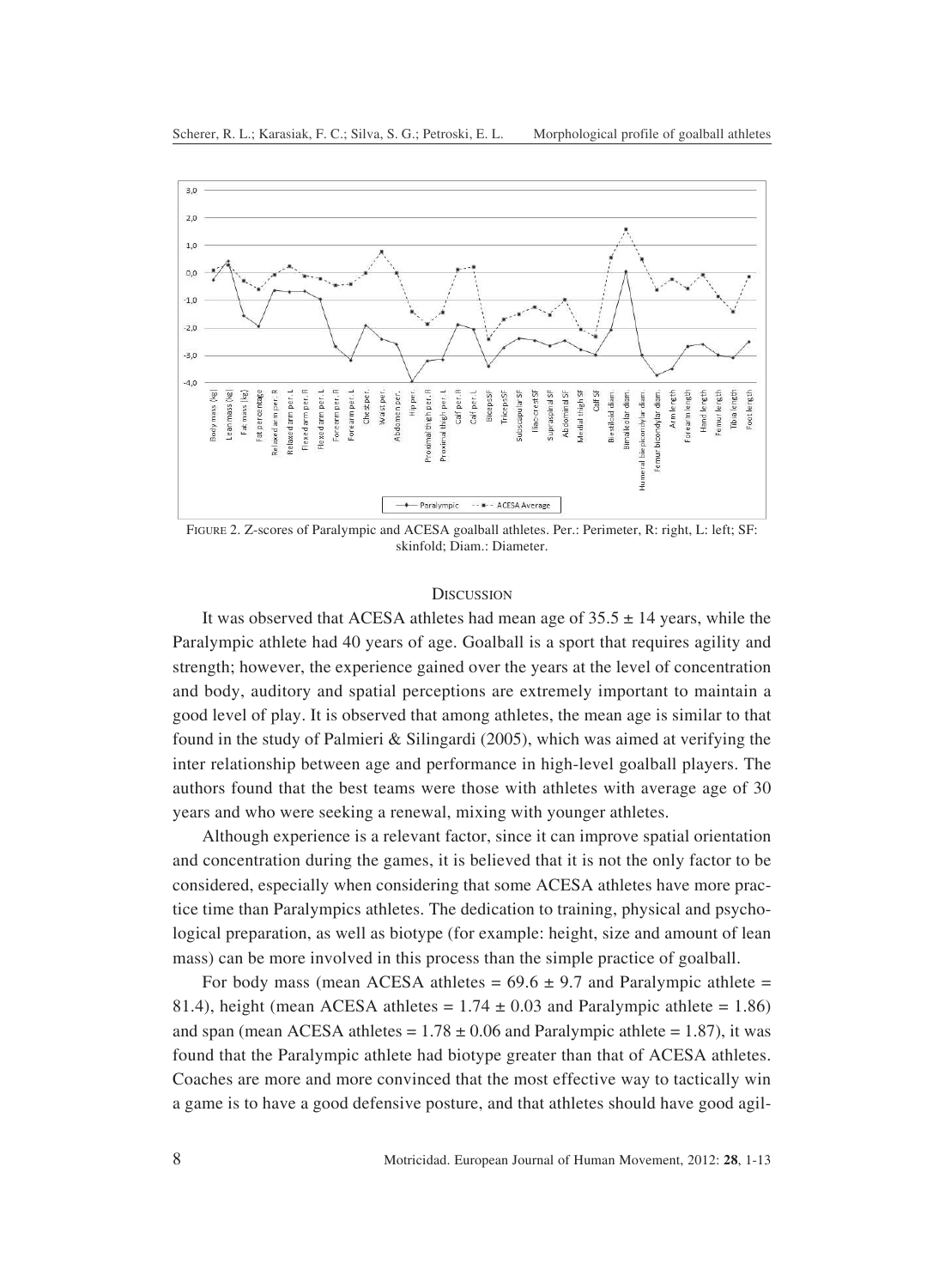FIGURE 2. Z-scores of Paralympic and ACESA goalball athletes. Per.: Perimeter, R: right, L: left; SF: skinfold; Diam.: Diameter.

## DISCUSSION

It was observed that ACESA athletes had mean age of 35.5 ± 14 years, while the Paralympic athlete had 40 years of age. Goalball is a sport that requires agility and strength; however, the experience gained over the years at the level of concentration and body, auditory and spatial perceptions are extremely important to maintain a good level of play. It is observed that among athletes, the mean age is similar to that found in the study of Palmieri & Silingardi (2005), which was aimed at verifying the inter relationship between age and performance in high-level goalball players. The authors found that the best teams were those with athletes with average age of 30 years and who were seeking a renewal, mixing with younger athletes.

Although experience is a relevant factor, since it can improve spatial orientation and concentration during the games, it is believed that it is not the only factor to be considered, especially when considering that some ACESA athletes have more practice time than Paralympics athletes. The dedication to training, physical and psychological preparation, as well as biotype (for example: height, size and amount of lean mass) can be more involved in this process than the simple practice of goalball.

For body mass (mean ACESA athletes = 69.6 ± 9.7 and Paralympic athlete = 81.4), height (mean ACESA athletes = 1.74 ± 0.03 and Paralympic athlete = 1.86) and span (mean ACESA athletes = 1.78 ± 0.06 and Paralympic athlete = 1.87), it was found that the Paralympic athlete had biotype greater than that of ACESA athletes. Coaches are more and more convinced that the most effective way to tactically win a game is to have a good defensive posture, and that athletes should have good agil-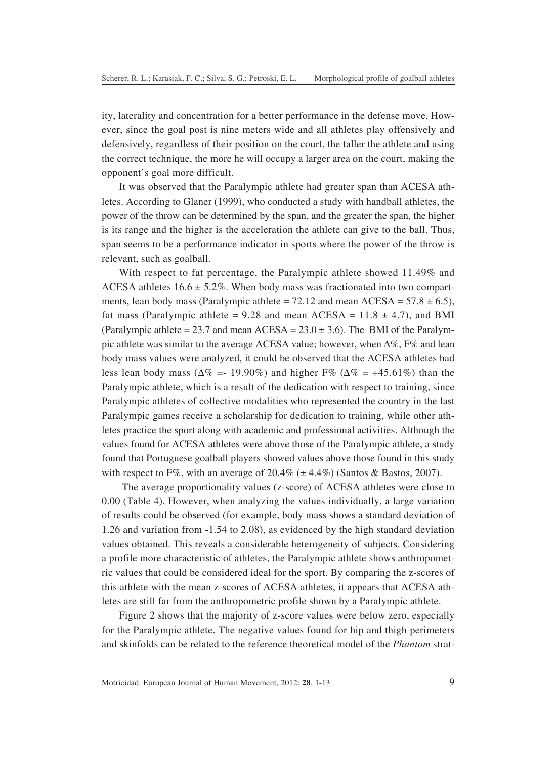ity, laterality and concentration for a better performance in the defense move. However, since the goal post is nine meters wide and all athletes play offensively and defensively, regardless of their position on the court, the taller the athlete and using the correct technique, the more he will occupy a larger area on the court, making the opponent's goal more difficult.

It was observed that the Paralympic athlete had greater span than ACESA athletes. According to Glaner (1999), who conducted a study with handball athletes, the power of the throw can be determined by the span, and the greater the span, the higher is its range and the higher is the acceleration the athlete can give to the ball. Thus, span seems to be a performance indicator in sports where the power of the throw is relevant, such as goalball.

With respect to fat percentage, the Paralympic athlete showed 11.49% and ACESA athletes 16.6 ± 5.2%. When body mass was fractionated into two compartments, lean body mass (Paralympic athlete = 72.12 and mean ACESA = 57.8 ± 6.5), fat mass (Paralympic athlete = 9.28 and mean ACESA = 11.8 ± 4.7), and BMI (Paralympic athlete = 23.7 and mean ACESA = 23.0 ± 3.6). The BMI of the Paralympic athlete was similar to the average ACESA value; however, when Δ%, F% and lean body mass values were analyzed, it could be observed that the ACESA athletes had less lean body mass (Δ% =- 19.90%) and higher F% (Δ% = +45.61%) than the Paralympic athlete, which is a result of the dedication with respect to training, since Paralympic athletes of collective modalities who represented the country in the last Paralympic games receive a scholarship for dedication to training, while other athletes practice the sport along with academic and professional activities. Although the values found for ACESA athletes were above those of the Paralympic athlete, a study found that Portuguese goalball players showed values above those found in this study with respect to F%, with an average of 20.4% (± 4.4%) (Santos & Bastos, 2007).

The average proportionality values (z-score) of ACESA athletes were close to 0.00 (Table 4). However, when analyzing the values individually, a large variation of results could be observed (for example, body mass shows a standard deviation of 1.26 and variation from -1.54 to 2.08), as evidenced by the high standard deviation values obtained. This reveals a considerable heterogeneity of subjects. Considering a profile more characteristic of athletes, the Paralympic athlete shows anthropometric values that could be considered ideal for the sport. By comparing the z-scores of this athlete with the mean z-scores of ACESA athletes, it appears that ACESA athletes are still far from the anthropometric profile shown by a Paralympic athlete.

Figure 2 shows that the majority of z-score values were below zero, especially for the Paralympic athlete. The negative values found for hip and thigh perimeters and skinfolds can be related to the reference theoretical model of the *Phantom* strat-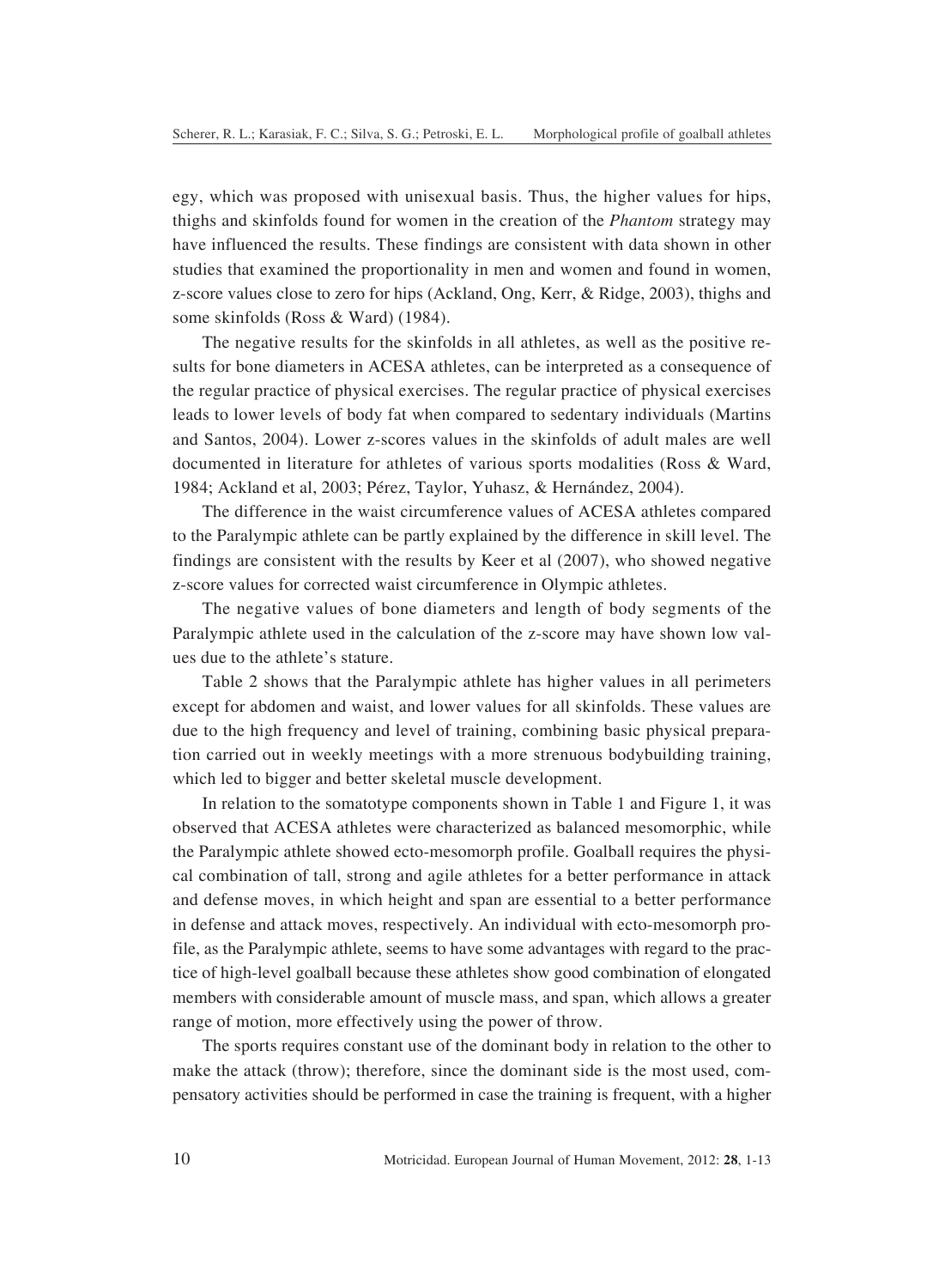egy, which was proposed with unisexual basis. Thus, the higher values for hips, thighs and skinfolds found for women in the creation of the *Phantom* strategy may have influenced the results. These findings are consistent with data shown in other studies that examined the proportionality in men and women and found in women, z-score values close to zero for hips (Ackland, Ong, Kerr, & Ridge, 2003), thighs and some skinfolds (Ross & Ward) (1984).

The negative results for the skinfolds in all athletes, as well as the positive results for bone diameters in ACESA athletes, can be interpreted as a consequence of the regular practice of physical exercises. The regular practice of physical exercises leads to lower levels of body fat when compared to sedentary individuals (Martins and Santos, 2004). Lower z-scores values in the skinfolds of adult males are well documented in literature for athletes of various sports modalities (Ross & Ward, 1984; Ackland et al, 2003; Pérez, Taylor, Yuhasz, & Hernández, 2004).

The difference in the waist circumference values of ACESA athletes compared to the Paralympic athlete can be partly explained by the difference in skill level. The findings are consistent with the results by Keer et al (2007), who showed negative z-score values for corrected waist circumference in Olympic athletes.

The negative values of bone diameters and length of body segments of the Paralympic athlete used in the calculation of the z-score may have shown low values due to the athlete's stature.

Table 2 shows that the Paralympic athlete has higher values in all perimeters except for abdomen and waist, and lower values for all skinfolds. These values are due to the high frequency and level of training, combining basic physical preparation carried out in weekly meetings with a more strenuous bodybuilding training, which led to bigger and better skeletal muscle development.

In relation to the somatotype components shown in Table 1 and Figure 1, it was observed that ACESA athletes were characterized as balanced mesomorphic, while the Paralympic athlete showed ecto-mesomorph profile. Goalball requires the physical combination of tall, strong and agile athletes for a better performance in attack and defense moves, in which height and span are essential to a better performance in defense and attack moves, respectively. An individual with ecto-mesomorph profile, as the Paralympic athlete, seems to have some advantages with regard to the practice of high-level goalball because these athletes show good combination of elongated members with considerable amount of muscle mass, and span, which allows a greater range of motion, more effectively using the power of throw.

The sports requires constant use of the dominant body in relation to the other to make the attack (throw); therefore, since the dominant side is the most used, compensatory activities should be performed in case the training is frequent, with a higher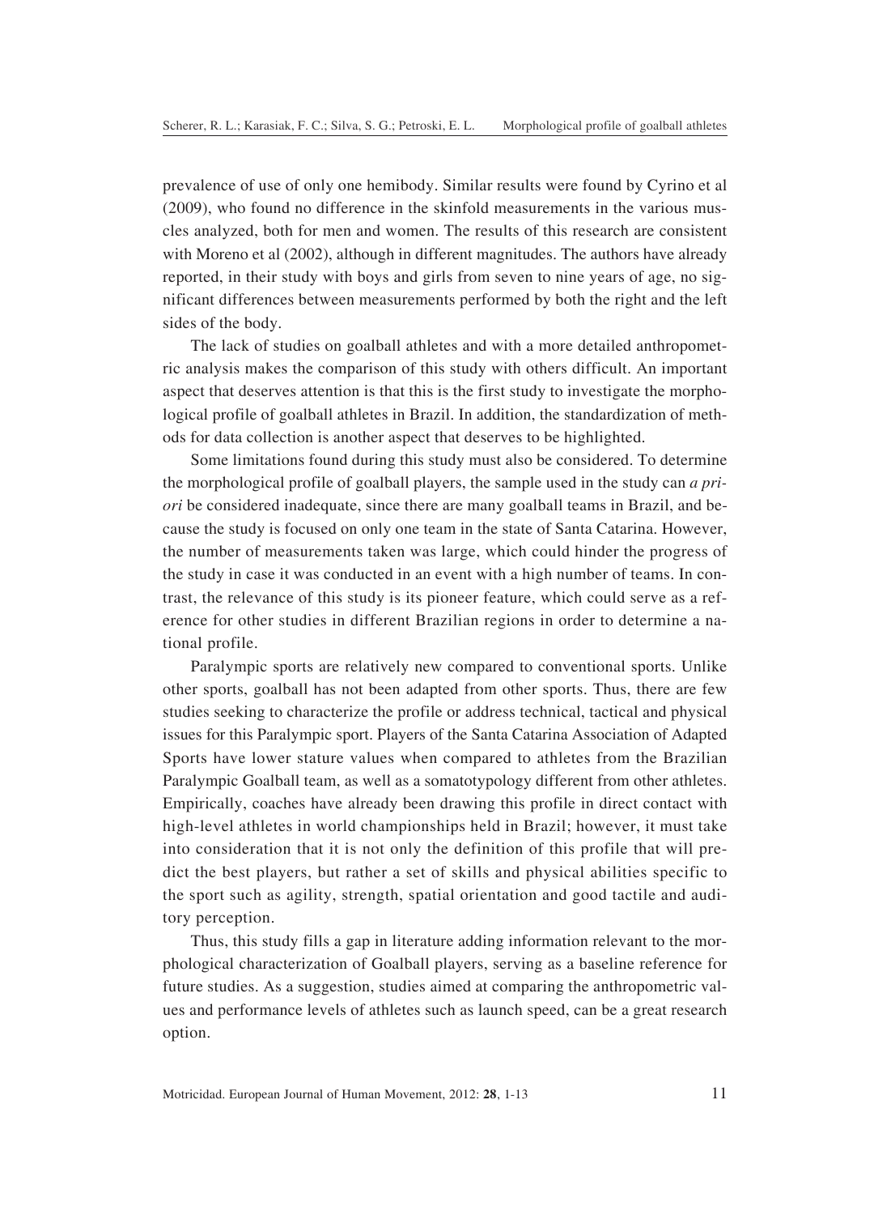prevalence of use of only one hemibody. Similar results were found by Cyrino et al (2009), who found no difference in the skinfold measurements in the various muscles analyzed, both for men and women. The results of this research are consistent with Moreno et al (2002), although in different magnitudes. The authors have already reported, in their study with boys and girls from seven to nine years of age, no significant differences between measurements performed by both the right and the left sides of the body.

The lack of studies on goalball athletes and with a more detailed anthropometric analysis makes the comparison of this study with others difficult. An important aspect that deserves attention is that this is the first study to investigate the morphological profile of goalball athletes in Brazil. In addition, the standardization of methods for data collection is another aspect that deserves to be highlighted.

Some limitations found during this study must also be considered. To determine the morphological profile of goalball players, the sample used in the study can *a priori* be considered inadequate, since there are many goalball teams in Brazil, and because the study is focused on only one team in the state of Santa Catarina. However, the number of measurements taken was large, which could hinder the progress of the study in case it was conducted in an event with a high number of teams. In contrast, the relevance of this study is its pioneer feature, which could serve as a reference for other studies in different Brazilian regions in order to determine a national profile.

Paralympic sports are relatively new compared to conventional sports. Unlike other sports, goalball has not been adapted from other sports. Thus, there are few studies seeking to characterize the profile or address technical, tactical and physical issues for this Paralympic sport. Players of the Santa Catarina Association of Adapted Sports have lower stature values when compared to athletes from the Brazilian Paralympic Goalball team, as well as a somatotypology different from other athletes. Empirically, coaches have already been drawing this profile in direct contact with high-level athletes in world championships held in Brazil; however, it must take into consideration that it is not only the definition of this profile that will predict the best players, but rather a set of skills and physical abilities specific to the sport such as agility, strength, spatial orientation and good tactile and auditory perception.

Thus, this study fills a gap in literature adding information relevant to the morphological characterization of Goalball players, serving as a baseline reference for future studies. As a suggestion, studies aimed at comparing the anthropometric values and performance levels of athletes such as launch speed, can be a great research option.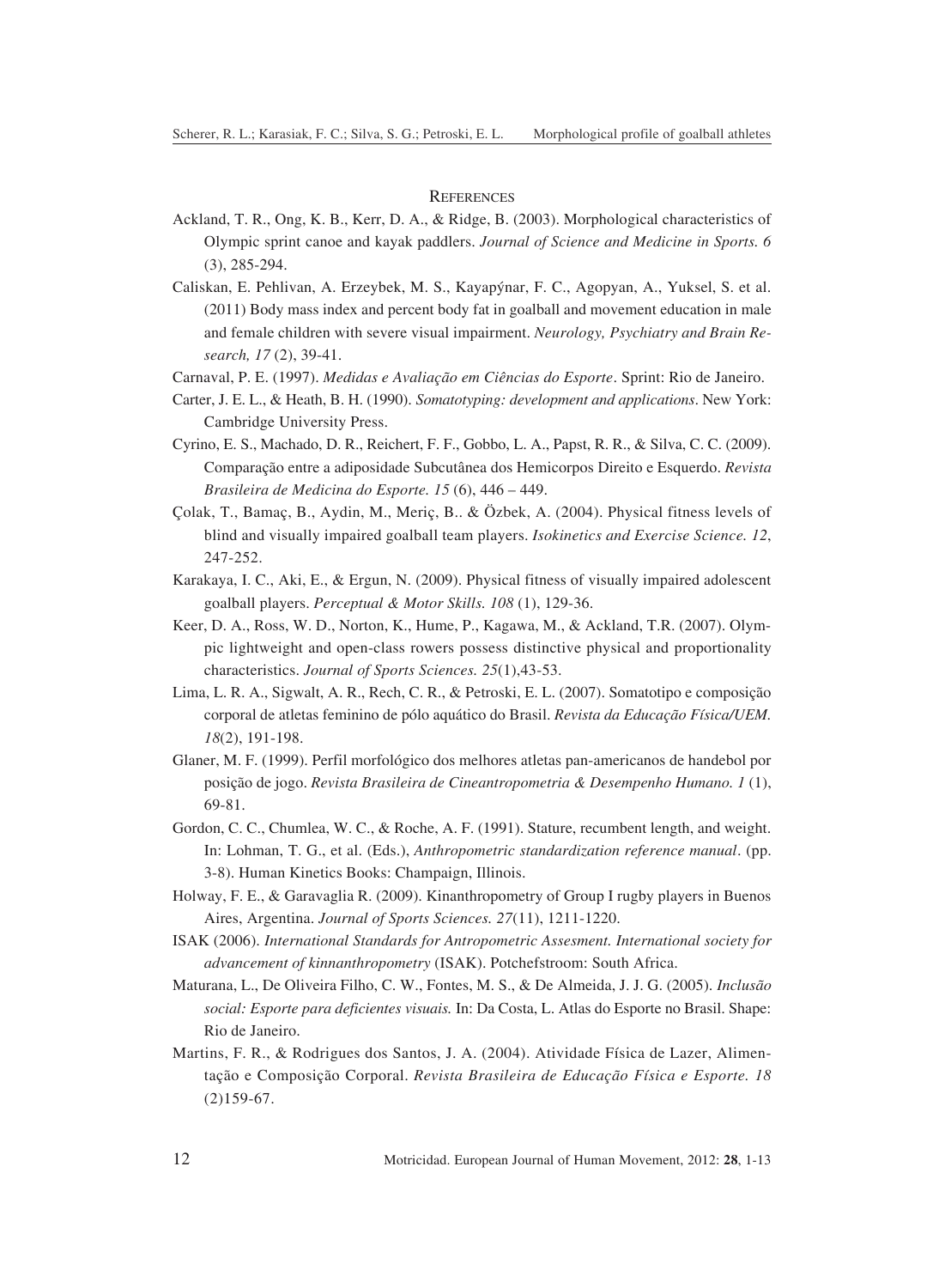## References

Ackland, T. R., Ong, K. B., Kerr, D. A., & Ridge, B. (2003). Morphological characteristics of Olympic sprint canoe and kayak paddlers. *Journal of Science and Medicine in Sports. 6* (3), 285-294.

Caliskan, E. Pehlivan, A. Erzeybek, M. S., Kayapýnar, F. C., Agopyan, A., Yuksel, S. et al. (2011) Body mass index and percent body fat in goalball and movement education in male and female children with severe visual impairment. *Neurology, Psychiatry and Brain Research, 17* (2), 39-41.

Carnaval, P. E. (1997). *Medidas e Avaliação em Ciências do Esporte*. Sprint: Rio de Janeiro.

Carter, J. E. L., & Heath, B. H. (1990). *Somatotyping: development and applications*. New York: Cambridge University Press.

Cyrino, E. S., Machado, D. R., Reichert, F. F., Gobbo, L. A., Papst, R. R., & Silva, C. C. (2009). Comparação entre a adiposidade Subcutânea dos Hemicorpos Direito e Esquerdo. *Revista Brasileira de Medicina do Esporte. 15* (6), 446 – 449.

Çolak, T., Bamaç, B., Aydin, M., Meriç, B.. & Özbek, A. (2004). Physical fitness levels of blind and visually impaired goalball team players. *Isokinetics and Exercise Science. 12*, 247-252.

Karakaya, I. C., Aki, E., & Ergun, N. (2009). Physical fitness of visually impaired adolescent goalball players. *Perceptual & Motor Skills. 108* (1), 129-36.

Keer, D. A., Ross, W. D., Norton, K., Hume, P., Kagawa, M., & Ackland, T.R. (2007). Olympic lightweight and open-class rowers possess distinctive physical and proportionality characteristics. *Journal of Sports Sciences. 25*(1),43-53.

Lima, L. R. A., Sigwalt, A. R., Rech, C. R., & Petroski, E. L. (2007). Somatotipo e composição corporal de atletas feminino de pólo aquático do Brasil. *Revista da Educação Física/UEM. 18*(2), 191-198.

Glaner, M. F. (1999). Perfil morfológico dos melhores atletas pan-americanos de handebol por posição de jogo. *Revista Brasileira de Cineantropometria & Desempenho Humano. 1* (1), 69-81.

Gordon, C. C., Chumlea, W. C., & Roche, A. F. (1991). Stature, recumbent length, and weight. In: Lohman, T. G., et al. (Eds.), *Anthropometric standardization reference manual*. (pp. 3-8). Human Kinetics Books: Champaign, Illinois.

Holway, F. E., & Garavaglia R. (2009). Kinanthropometry of Group I rugby players in Buenos Aires, Argentina. *Journal of Sports Sciences. 27*(11), 1211-1220.

ISAK (2006). *International Standards for Antropometric Assesment. International society for advancement of kinnanthropometry* (ISAK). Potchefstroom: South Africa.

Maturana, L., De Oliveira Filho, C. W., Fontes, M. S., & De Almeida, J. J. G. (2005). *Inclusão social: Esporte para deficientes visuais.* In: Da Costa, L. Atlas do Esporte no Brasil. Shape: Rio de Janeiro.

Martins, F. R., & Rodrigues dos Santos, J. A. (2004). Atividade Física de Lazer, Alimentação e Composição Corporal. *Revista Brasileira de Educação Física e Esporte. 18* (2)159-67.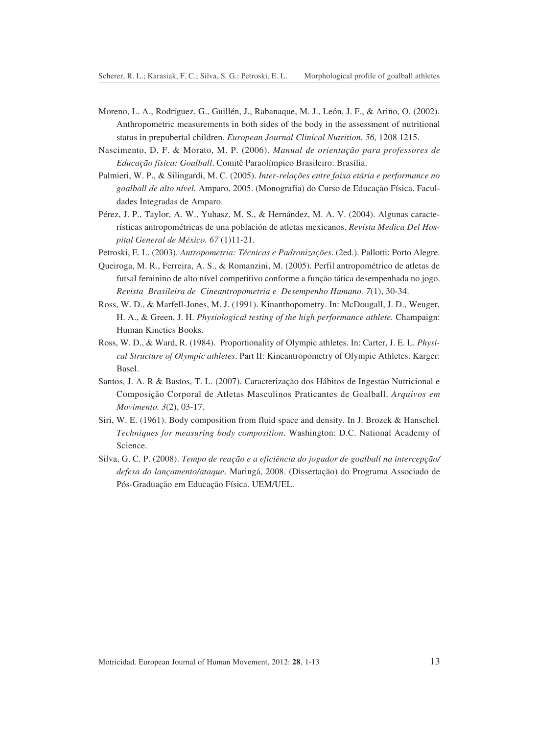Moreno, L. A., Rodríguez, G., Guillén, J., Rabanaque, M. J., León, J. F., & Ariño, O. (2002). Anthropometric measurements in both sides of the body in the assessment of nutritional status in prepubertal children. *European Journal Clinical Nutrition. 56*, 1208 1215.

Nascimento, D. F. & Morato, M. P. (2006). *Manual de orientação para professores de Educação física: Goalball*. Comitê Paraolímpico Brasileiro: Brasília.

Palmieri, W. P., & Silingardi, M. C. (2005). *Inter-relações entre faixa etária e performance no goalball de alto nível.* Amparo, 2005. (Monografia) do Curso de Educação Física. Faculdades Integradas de Amparo.

Pérez, J. P., Taylor, A. W., Yuhasz, M. S., & Hernández, M. A. V. (2004). Algunas características antropométricas de una población de atletas mexicanos. *Revista Medica Del Hospital General de México. 67* (1)11-21.

Petroski, E. L. (2003). *Antropometria: Técnicas e Padronizações*. (2ed.). Pallotti: Porto Alegre.

Queiroga, M. R., Ferreira, A. S., & Romanzini, M. (2005). Perfil antropométrico de atletas de futsal feminino de alto nível competitivo conforme a função tática desempenhada no jogo. *Revista Brasileira de Cineantropometria e Desempenho Humano. 7*(1), 30-34.

Ross, W. D., & Marfell-Jones, M. J. (1991). Kinanthopometry. In: McDougall, J. D., Weuger, H. A., & Green, J. H. *Physiological testing of the high performance athlete.* Champaign: Human Kinetics Books.

Ross, W. D., & Ward, R. (1984). Proportionality of Olympic athletes. In: Carter, J. E. L. *Physical Structure of Olympic athletes*. Part II: Kineantropometry of Olympic Athletes. Karger: Basel.

Santos, J. A. R & Bastos, T. L. (2007). Caracterização dos Hábitos de Ingestão Nutricional e Composição Corporal de Atletas Masculinos Praticantes de Goalball. *Arquivos em Movimento. 3*(2), 03-17.

Siri, W. E. (1961). Body composition from fluid space and density. In J. Brozek & Hanschel. *Techniques for measuring body composition*. Washington: D.C. National Academy of Science.

Silva, G. C. P. (2008). *Tempo de reação e a eficiência do jogador de goalball na intercepção/defesa do lançamento/ataque*. Maringá, 2008. (Dissertação) do Programa Associado de Pós-Graduação em Educação Física. UEM/UEL.